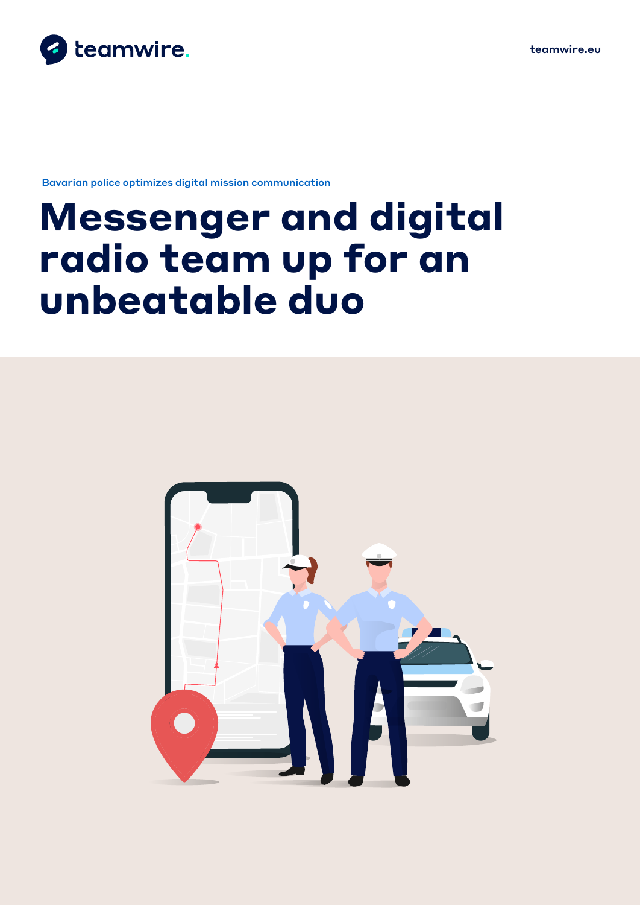teamwire.

teamwire.eu

Bavarian police optimizes digital mission communication

# Messenger and digital radio team up for an unbeatable duo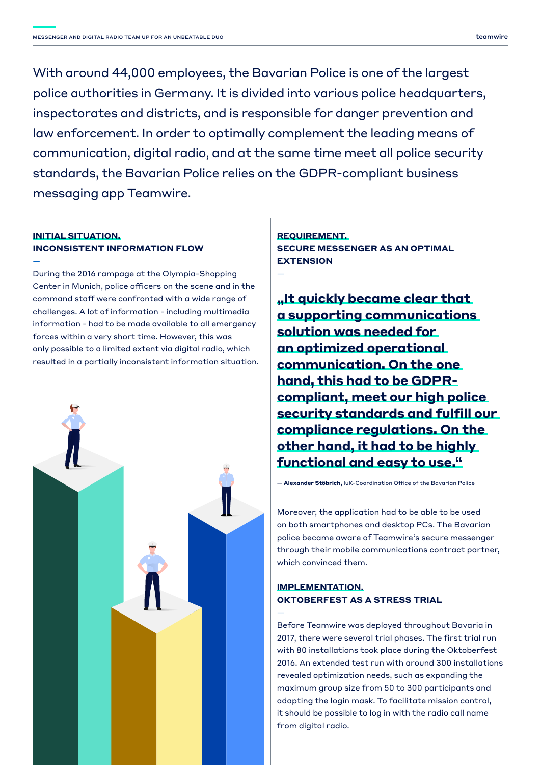With around 44,000 employees, the Bavarian Police is one of the largest police authorities in Germany. It is divided into various police headquarters, inspectorates and districts, and is responsible for danger prevention and law enforcement. In order to optimally complement the leading means of communication, digital radio, and at the same time meet all police security standards, the Bavarian Police relies on the GDPR-compliant business messaging app Teamwire.

## INITIAL SITUATION. INCONSISTENT INFORMATION FLOW

During the 2016 rampage at the Olympia-Shopping Center in Munich, police officers on the scene and in the command staff were confronted with a wide range of challenges. A lot of information - including multimedia information - had to be made available to all emergency forces within a very short time. However, this was only possible to a limited extent via digital radio, which resulted in a partially inconsistent information situation.

## REQUIREMENT. SECURE MESSENGER AS AN OPTIMAL EXTENSION

**„It quickly became clear that a supporting communications solution was needed for an optimized operational communication. On the one hand, this had to be GDPR-compliant, meet our high police security standards and fulfill our compliance regulations. On the other hand, it had to be highly functional and easy to use.“**

— **Alexander Stöbrich,** IuK-Coordination Office of the Bavarian Police

Moreover, the application had to be able to be used on both smartphones and desktop PCs. The Bavarian police became aware of Teamwire's secure messenger through their mobile communications contract partner, which convinced them.

## IMPLEMENTATION. OKTOBERFEST AS A STRESS TRIAL

Before Teamwire was deployed throughout Bavaria in 2017, there were several trial phases. The first trial run with 80 installations took place during the Oktoberfest 2016. An extended test run with around 300 installations revealed optimization needs, such as expanding the maximum group size from 50 to 300 participants and adapting the login mask. To facilitate mission control, it should be possible to log in with the radio call name from digital radio.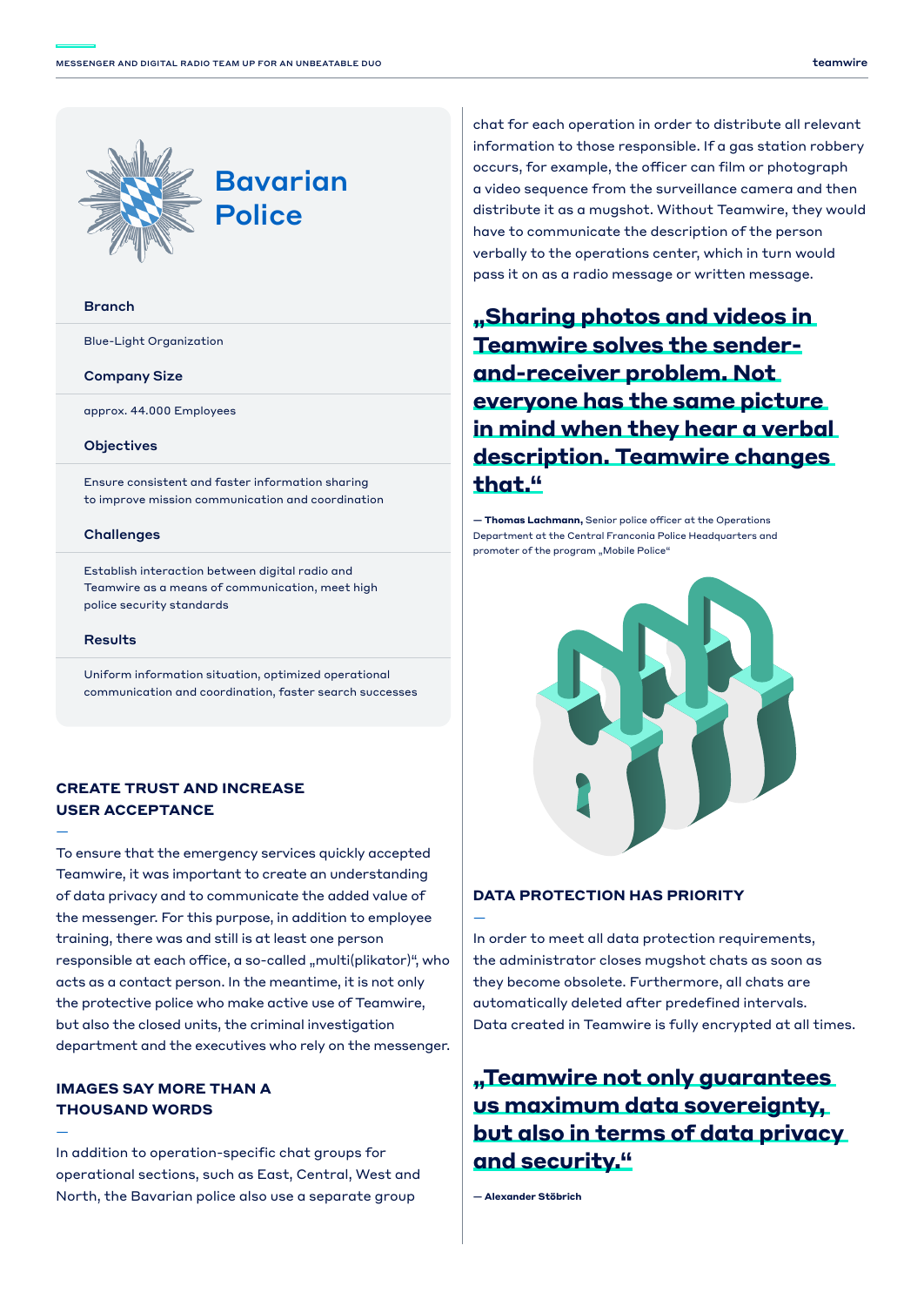# Bavarian Police

**Branch**

Blue-Light Organization

**Company Size**

approx. 44.000 Employees

**Objectives**

Ensure consistent and faster information sharing to improve mission communication and coordination

**Challenges**

Establish interaction between digital radio and Teamwire as a means of communication, meet high police security standards

**Results**

Uniform information situation, optimized operational communication and coordination, faster search successes

## CREATE TRUST AND INCREASE USER ACCEPTANCE

To ensure that the emergency services quickly accepted Teamwire, it was important to create an understanding of data privacy and to communicate the added value of the messenger. For this purpose, in addition to employee training, there was and still is at least one person responsible at each office, a so-called „multi(plikator)", who acts as a contact person. In the meantime, it is not only the protective police who make active use of Teamwire, but also the closed units, the criminal investigation department and the executives who rely on the messenger.

## IMAGES SAY MORE THAN A THOUSAND WORDS

In addition to operation-specific chat groups for operational sections, such as East, Central, West and North, the Bavarian police also use a separate group chat for each operation in order to distribute all relevant information to those responsible. If a gas station robbery occurs, for example, the officer can film or photograph a video sequence from the surveillance camera and then distribute it as a mugshot. Without Teamwire, they would have to communicate the description of the person verbally to the operations center, which in turn would pass it on as a radio message or written message.

> **„Sharing photos and videos in Teamwire solves the sender-and-receiver problem. Not everyone has the same picture in mind when they hear a verbal description. Teamwire changes that."**
>
> — **Thomas Lachmann,** Senior police officer at the Operations Department at the Central Franconia Police Headquarters and promoter of the program „Mobile Police"

## DATA PROTECTION HAS PRIORITY

In order to meet all data protection requirements, the administrator closes mugshot chats as soon as they become obsolete. Furthermore, all chats are automatically deleted after predefined intervals. Data created in Teamwire is fully encrypted at all times.

> **„Teamwire not only guarantees us maximum data sovereignty, but also in terms of data privacy and security."**
>
> — **Alexander Stöbrich**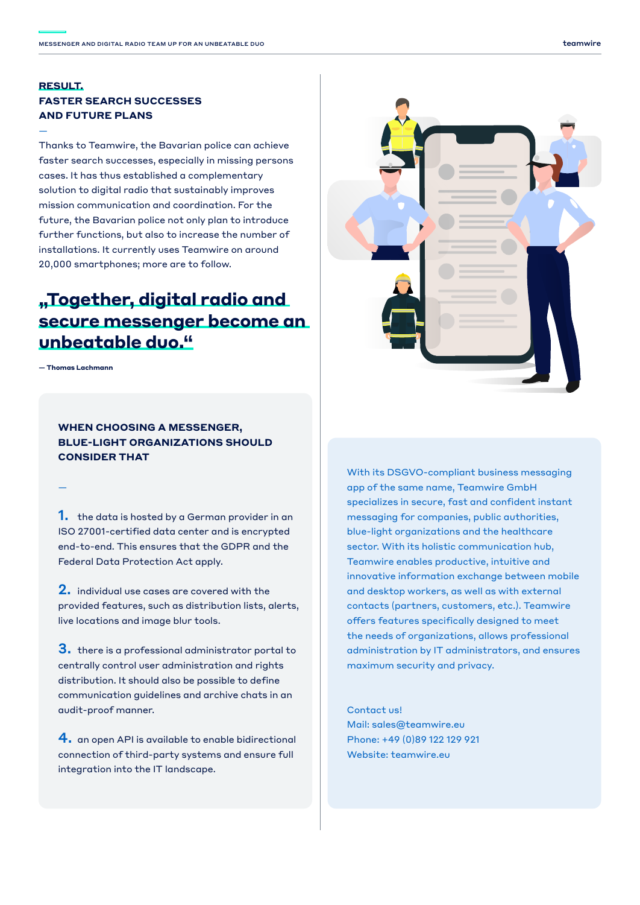## RESULT.
## FASTER SEARCH SUCCESSES AND FUTURE PLANS

—

Thanks to Teamwire, the Bavarian police can achieve faster search successes, especially in missing persons cases. It has thus established a complementary solution to digital radio that sustainably improves mission communication and coordination. For the future, the Bavarian police not only plan to introduce further functions, but also to increase the number of installations. It currently uses Teamwire on around 20,000 smartphones; more are to follow.

> **„Together, digital radio and secure messenger become an unbeatable duo."**
>
> **— Thomas Lachmann**

### WHEN CHOOSING A MESSENGER, BLUE-LIGHT ORGANIZATIONS SHOULD CONSIDER THAT

—

**1.** the data is hosted by a German provider in an ISO 27001-certified data center and is encrypted end-to-end. This ensures that the GDPR and the Federal Data Protection Act apply.

**2.** individual use cases are covered with the provided features, such as distribution lists, alerts, live locations and image blur tools.

**3.** there is a professional administrator portal to centrally control user administration and rights distribution. It should also be possible to define communication guidelines and archive chats in an audit-proof manner.

**4.** an open API is available to enable bidirectional connection of third-party systems and ensure full integration into the IT landscape.

With its DSGVO-compliant business messaging app of the same name, Teamwire GmbH specializes in secure, fast and confident instant messaging for companies, public authorities, blue-light organizations and the healthcare sector. With its holistic communication hub, Teamwire enables productive, intuitive and innovative information exchange between mobile and desktop workers, as well as with external contacts (partners, customers, etc.). Teamwire offers features specifically designed to meet the needs of organizations, allows professional administration by IT administrators, and ensures maximum security and privacy.

Contact us!
Mail: sales@teamwire.eu
Phone: +49 (0)89 122 129 921
Website: teamwire.eu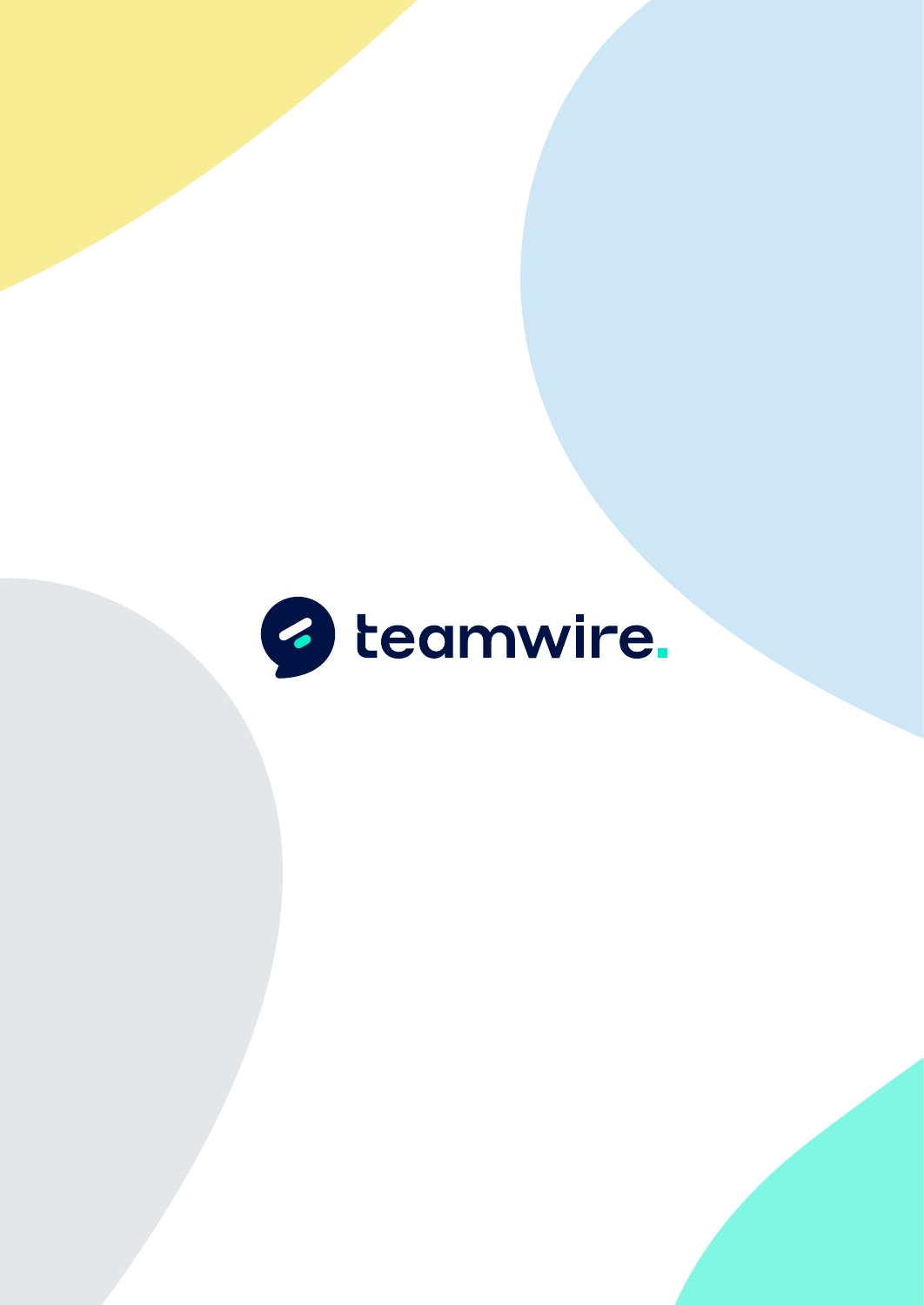teamwire.